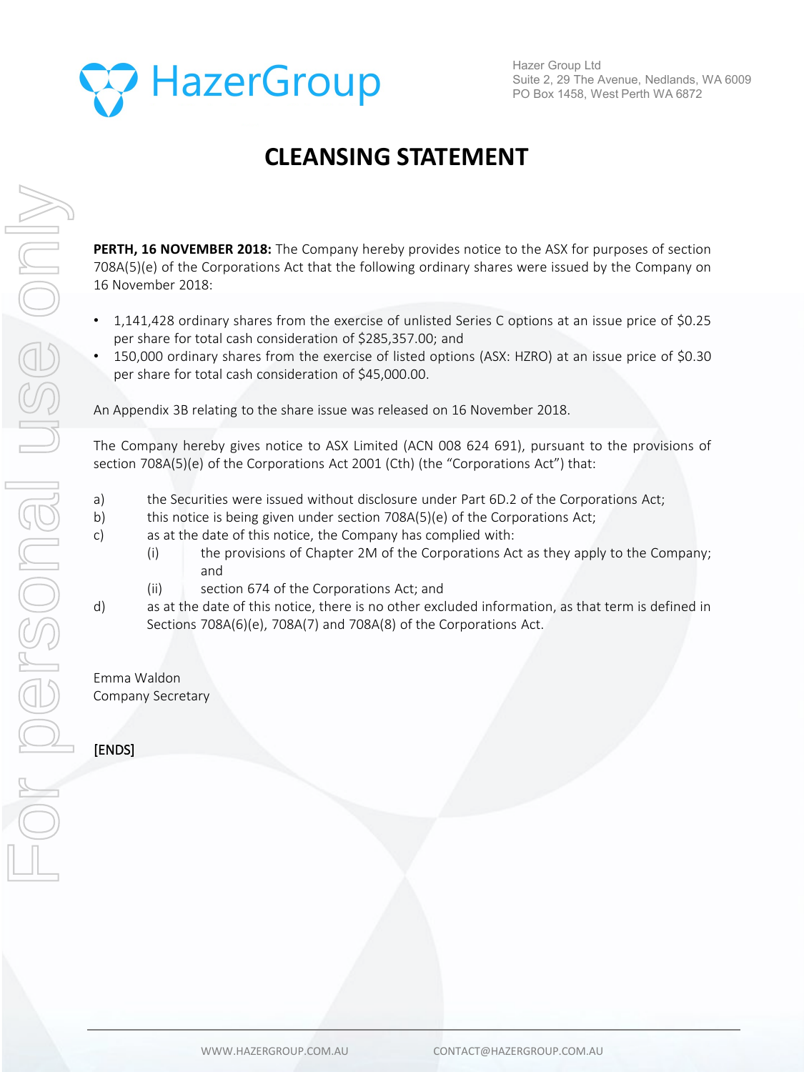Hazer Group Ltd
Suite 2, 29 The Avenue, Nedlands, WA 6009
PO Box 1458, West Perth WA 6872

# CLEANSING STATEMENT

**PERTH, 16 NOVEMBER 2018:** The Company hereby provides notice to the ASX for purposes of section 708A(5)(e) of the Corporations Act that the following ordinary shares were issued by the Company on 16 November 2018:

- 1,141,428 ordinary shares from the exercise of unlisted Series C options at an issue price of $0.25 per share for total cash consideration of $285,357.00; and
- 150,000 ordinary shares from the exercise of listed options (ASX: HZRO) at an issue price of $0.30 per share for total cash consideration of $45,000.00.

An Appendix 3B relating to the share issue was released on 16 November 2018.

The Company hereby gives notice to ASX Limited (ACN 008 624 691), pursuant to the provisions of section 708A(5)(e) of the Corporations Act 2001 (Cth) (the "Corporations Act") that:

a) the Securities were issued without disclosure under Part 6D.2 of the Corporations Act;

b) this notice is being given under section 708A(5)(e) of the Corporations Act;

c) as at the date of this notice, the Company has complied with:
   (i) the provisions of Chapter 2M of the Corporations Act as they apply to the Company; and
   (ii) section 674 of the Corporations Act; and

d) as at the date of this notice, there is no other excluded information, as that term is defined in Sections 708A(6)(e), 708A(7) and 708A(8) of the Corporations Act.

Emma Waldon
Company Secretary

[ENDS]

WWW.HAZERGROUP.COM.AU CONTACT@HAZERGROUP.COM.AU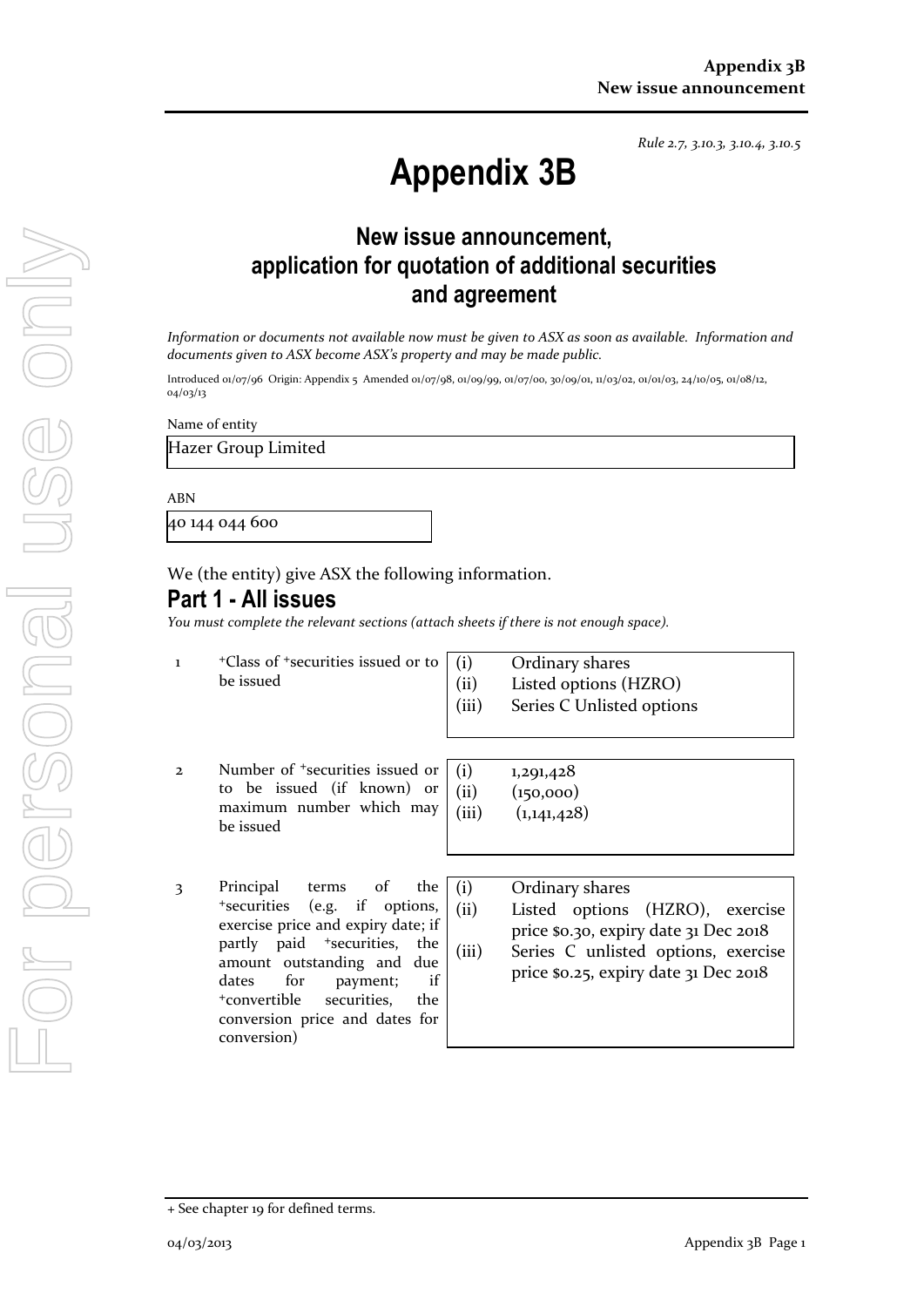*Rule 2.7, 3.10.3, 3.10.4, 3.10.5*

# Appendix 3B

## New issue announcement, application for quotation of additional securities and agreement

*Information or documents not available now must be given to ASX as soon as available. Information and documents given to ASX become ASX's property and may be made public.*

Introduced 01/07/96 Origin: Appendix 5 Amended 01/07/98, 01/09/99, 01/07/00, 30/09/01, 11/03/02, 01/01/03, 24/10/05, 01/08/12, 04/03/13

Name of entity

Hazer Group Limited

ABN

40 144 044 600

We (the entity) give ASX the following information.

## Part 1 - All issues

*You must complete the relevant sections (attach sheets if there is not enough space).*

| | | |
|---|---|---|
| 1 | +Class of +securities issued or to be issued | (i) Ordinary shares<br>(ii) Listed options (HZRO)<br>(iii) Series C Unlisted options |
| 2 | Number of +securities issued or to be issued (if known) or maximum number which may be issued | (i) 1,291,428<br>(ii) (150,000)<br>(iii) (1,141,428) |
| 3 | Principal terms of the +securities (e.g. if options, exercise price and expiry date; if partly paid +securities, the amount outstanding and due dates for payment; if +convertible securities, the conversion price and dates for conversion) | (i) Ordinary shares<br>(ii) Listed options (HZRO), exercise price $0.30, expiry date 31 Dec 2018<br>(iii) Series C unlisted options, exercise price $0.25, expiry date 31 Dec 2018 |

+ See chapter 19 for defined terms.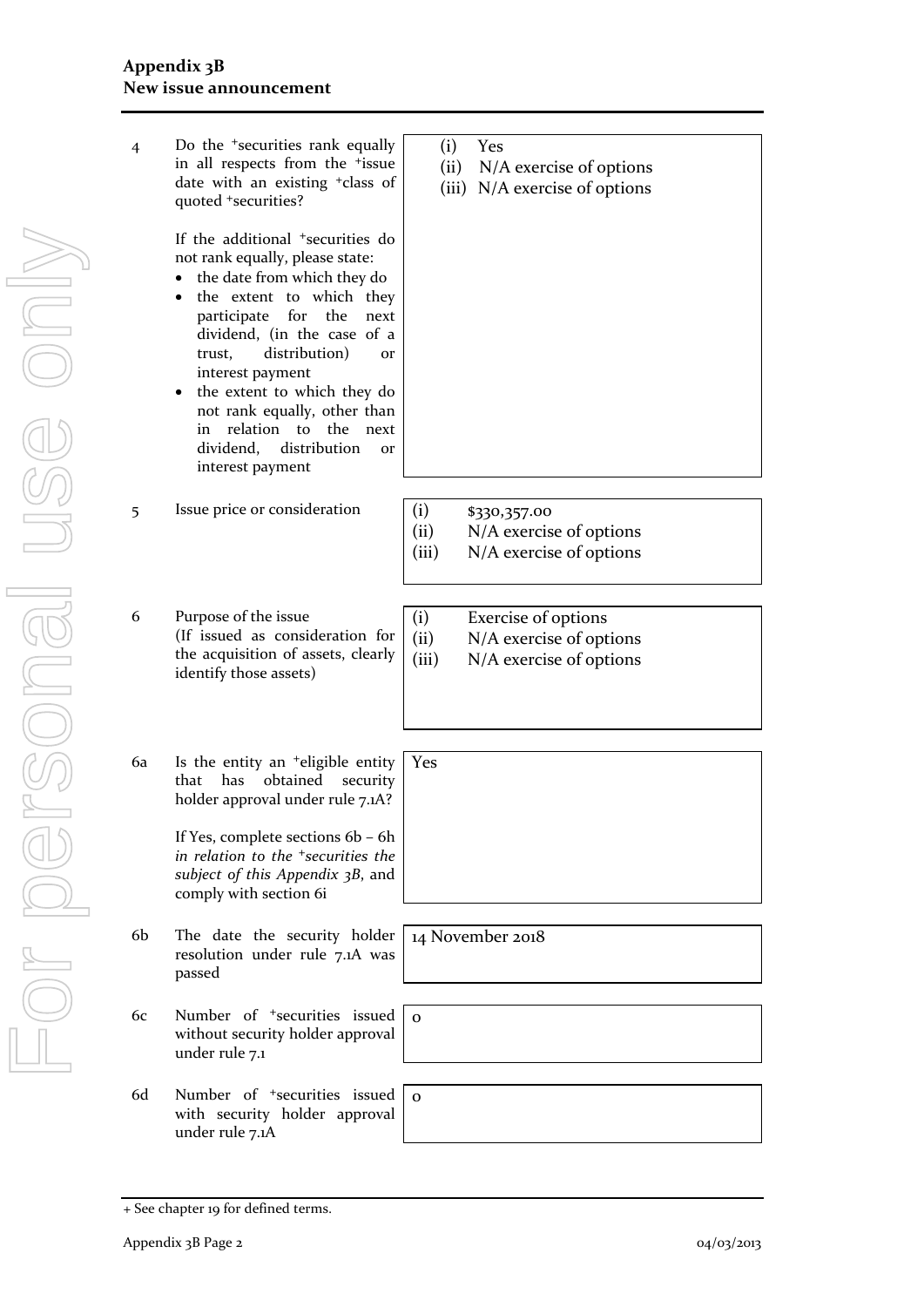| | | |
|---|---|---|
| 4 | Do the +securities rank equally in all respects from the +issue date with an existing +class of quoted +securities?<br><br>If the additional +securities do not rank equally, please state:<br>• the date from which they do<br>• the extent to which they participate for the next dividend, (in the case of a trust, distribution) or interest payment<br>• the extent to which they do not rank equally, other than in relation to the next dividend, distribution or interest payment | (i) Yes<br>(ii) N/A exercise of options<br>(iii) N/A exercise of options |
| 5 | Issue price or consideration | (i) $330,357.00<br>(ii) N/A exercise of options<br>(iii) N/A exercise of options |
| 6 | Purpose of the issue<br>(If issued as consideration for the acquisition of assets, clearly identify those assets) | (i) Exercise of options<br>(ii) N/A exercise of options<br>(iii) N/A exercise of options |
| 6a | Is the entity an +eligible entity that has obtained security holder approval under rule 7.1A?<br><br>If Yes, complete sections 6b – 6h *in relation to the +securities the subject of this Appendix 3B*, and comply with section 6i | Yes |
| 6b | The date the security holder resolution under rule 7.1A was passed | 14 November 2018 |
| 6c | Number of +securities issued without security holder approval under rule 7.1 | 0 |
| 6d | Number of +securities issued with security holder approval under rule 7.1A | 0 |

+ See chapter 19 for defined terms.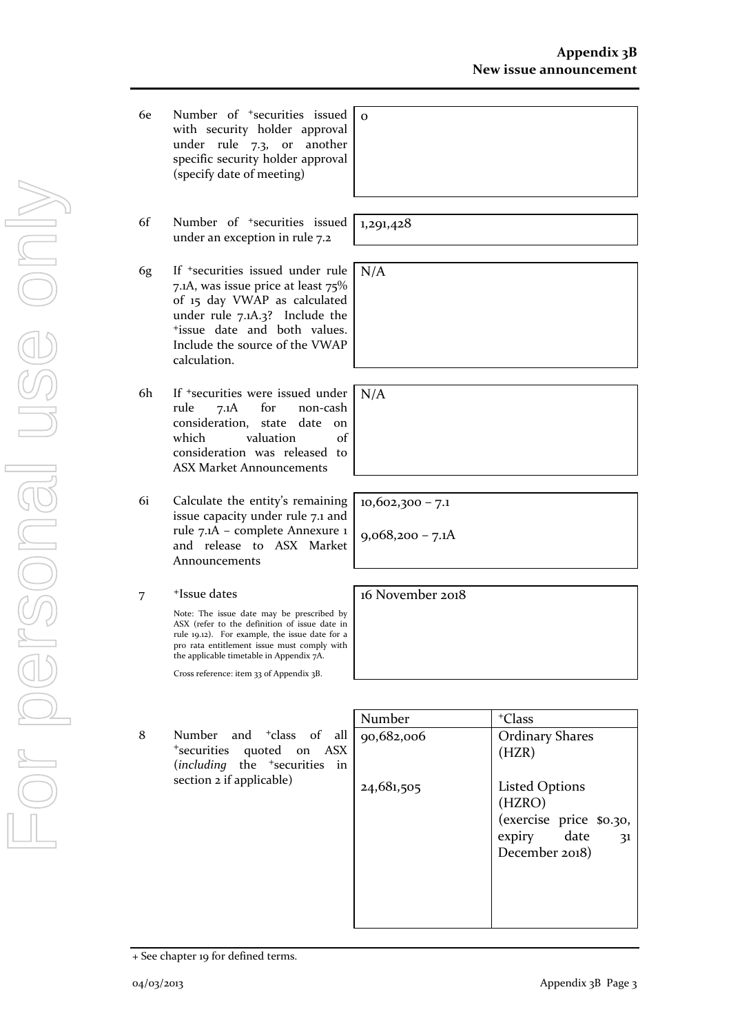| | | |
|---|---|---|
| 6e | Number of +securities issued with security holder approval under rule 7.3, or another specific security holder approval (specify date of meeting) | 0 |
| 6f | Number of +securities issued under an exception in rule 7.2 | 1,291,428 |
| 6g | If +securities issued under rule 7.1A, was issue price at least 75% of 15 day VWAP as calculated under rule 7.1A.3? Include the +issue date and both values. Include the source of the VWAP calculation. | N/A |
| 6h | If +securities were issued under rule 7.1A for non-cash consideration, state date on which valuation of consideration was released to ASX Market Announcements | N/A |
| 6i | Calculate the entity's remaining issue capacity under rule 7.1 and rule 7.1A – complete Annexure 1 and release to ASX Market Announcements | 10,602,300 – 7.1<br><br>9,068,200 – 7.1A |
| 7 | +Issue dates<br><br>Note: The issue date may be prescribed by ASX (refer to the definition of issue date in rule 19.12). For example, the issue date for a pro rata entitlement issue must comply with the applicable timetable in Appendix 7A.<br><br>Cross reference: item 33 of Appendix 3B. | 16 November 2018 |

| | | Number | +Class |
|---|---|---|---|
| 8 | Number and +class of all +securities quoted on ASX (*including* the +securities in section 2 if applicable) | 90,682,006 | Ordinary Shares (HZR) |
| | | 24,681,505 | Listed Options (HZRO) (exercise price $0.30, expiry date 31 December 2018) |

+ See chapter 19 for defined terms.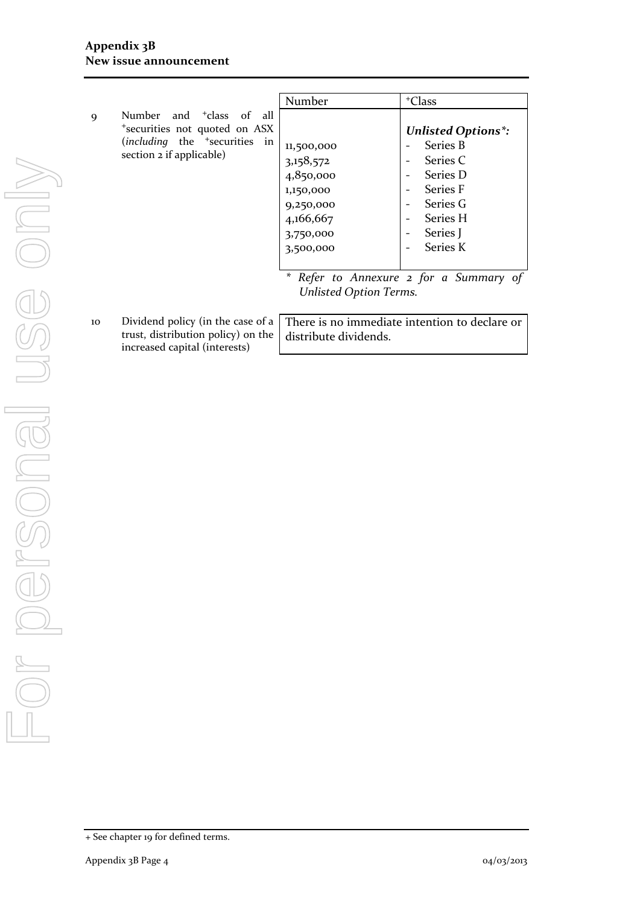| | | Number | +Class |
|---|---|---|---|
| 9 | Number and +class of all +securities not quoted on ASX (*including* the +securities in section 2 if applicable) | 11,500,000<br>3,158,572<br>4,850,000<br>1,150,000<br>9,250,000<br>4,166,667<br>3,750,000<br>3,500,000 | ***Unlisted Options\*:***<br>- Series B<br>- Series C<br>- Series D<br>- Series F<br>- Series G<br>- Series H<br>- Series J<br>- Series K |

*\* Refer to Annexure 2 for a Summary of Unlisted Option Terms.*

| | | |
|---|---|---|
| 10 | Dividend policy (in the case of a trust, distribution policy) on the increased capital (interests) | There is no immediate intention to declare or distribute dividends. |

+ See chapter 19 for defined terms.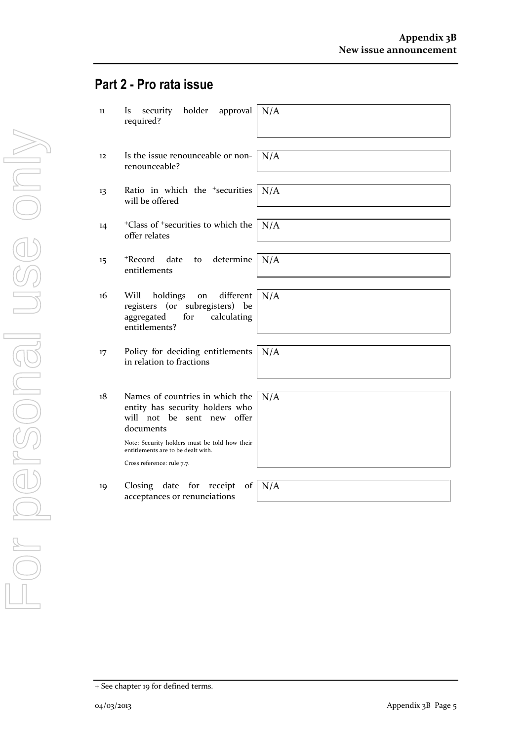## Part 2 - Pro rata issue

| | | |
|---|---|---|
| 11 | Is security holder approval required? | N/A |
| 12 | Is the issue renounceable or non-renounceable? | N/A |
| 13 | Ratio in which the +securities will be offered | N/A |
| 14 | +Class of +securities to which the offer relates | N/A |
| 15 | +Record date to determine entitlements | N/A |
| 16 | Will holdings on different registers (or subregisters) be aggregated for calculating entitlements? | N/A |
| 17 | Policy for deciding entitlements in relation to fractions | N/A |
| 18 | Names of countries in which the entity has security holders who will not be sent new offer documents<br><br>Note: Security holders must be told how their entitlements are to be dealt with.<br><br>Cross reference: rule 7.7. | N/A |
| 19 | Closing date for receipt of acceptances or renunciations | N/A |

+ See chapter 19 for defined terms.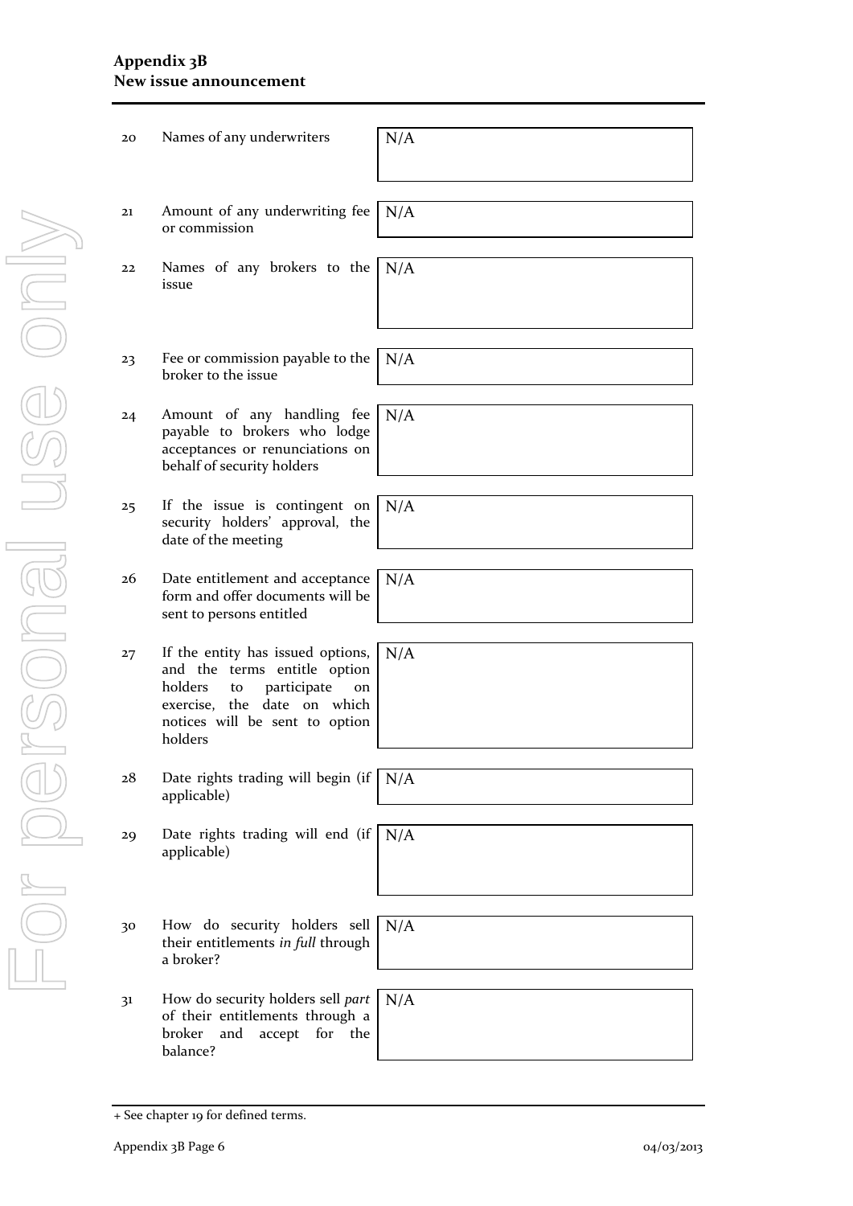| | | |
|---|---|---|
| 20 | Names of any underwriters | N/A |
| 21 | Amount of any underwriting fee or commission | N/A |
| 22 | Names of any brokers to the issue | N/A |
| 23 | Fee or commission payable to the broker to the issue | N/A |
| 24 | Amount of any handling fee payable to brokers who lodge acceptances or renunciations on behalf of security holders | N/A |
| 25 | If the issue is contingent on security holders' approval, the date of the meeting | N/A |
| 26 | Date entitlement and acceptance form and offer documents will be sent to persons entitled | N/A |
| 27 | If the entity has issued options, and the terms entitle option holders to participate on exercise, the date on which notices will be sent to option holders | N/A |
| 28 | Date rights trading will begin (if applicable) | N/A |
| 29 | Date rights trading will end (if applicable) | N/A |
| 30 | How do security holders sell their entitlements *in full* through a broker? | N/A |
| 31 | How do security holders sell *part* of their entitlements through a broker and accept for the balance? | N/A |

+ See chapter 19 for defined terms.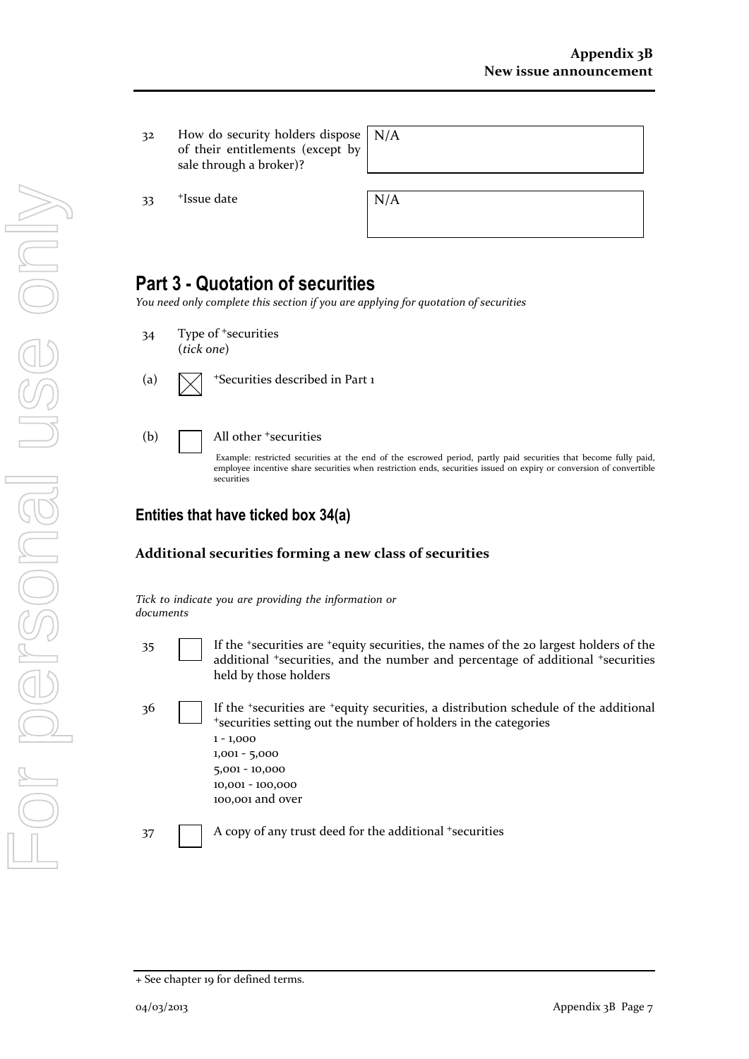| | | |
|---|---|---|
| 32 | How do security holders dispose of their entitlements (except by sale through a broker)? | N/A |
| 33 | +Issue date | N/A |

## Part 3 - Quotation of securities

*You need only complete this section if you are applying for quotation of securities*

34 Type of +securities
(*tick one*)

(a) ☒ +Securities described in Part 1

(b) ☐ All other +securities

Example: restricted securities at the end of the escrowed period, partly paid securities that become fully paid, employee incentive share securities when restriction ends, securities issued on expiry or conversion of convertible securities

### Entities that have ticked box 34(a)

**Additional securities forming a new class of securities**

*Tick to indicate you are providing the information or documents*

35 ☐ If the +securities are +equity securities, the names of the 20 largest holders of the additional +securities, and the number and percentage of additional +securities held by those holders

36 ☐ If the +securities are +equity securities, a distribution schedule of the additional +securities setting out the number of holders in the categories
1 - 1,000
1,001 - 5,000
5,001 - 10,000
10,001 - 100,000
100,001 and over

37 ☐ A copy of any trust deed for the additional +securities

+ See chapter 19 for defined terms.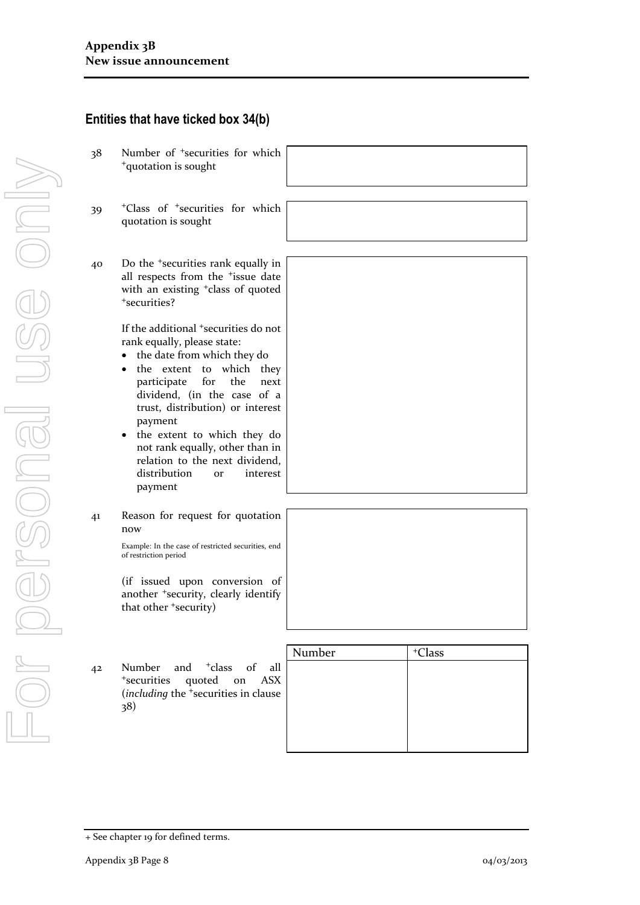## Entities that have ticked box 34(b)

| | | |
|---|---|---|
| 38 | Number of +securities for which +quotation is sought | |
| 39 | +Class of +securities for which quotation is sought | |
| 40 | Do the +securities rank equally in all respects from the +issue date with an existing +class of quoted +securities?<br><br>If the additional +securities do not rank equally, please state:<br>• the date from which they do<br>• the extent to which they participate for the next dividend, (in the case of a trust, distribution) or interest payment<br>• the extent to which they do not rank equally, other than in relation to the next dividend, distribution or interest payment | |
| 41 | Reason for request for quotation now<br><br>Example: In the case of restricted securities, end of restriction period<br><br>(if issued upon conversion of another +security, clearly identify that other +security) | |

42 Number and +class of all +securities quoted on ASX (*including* the +securities in clause 38)

| Number | +Class |
|---|---|
| | |

+ See chapter 19 for defined terms.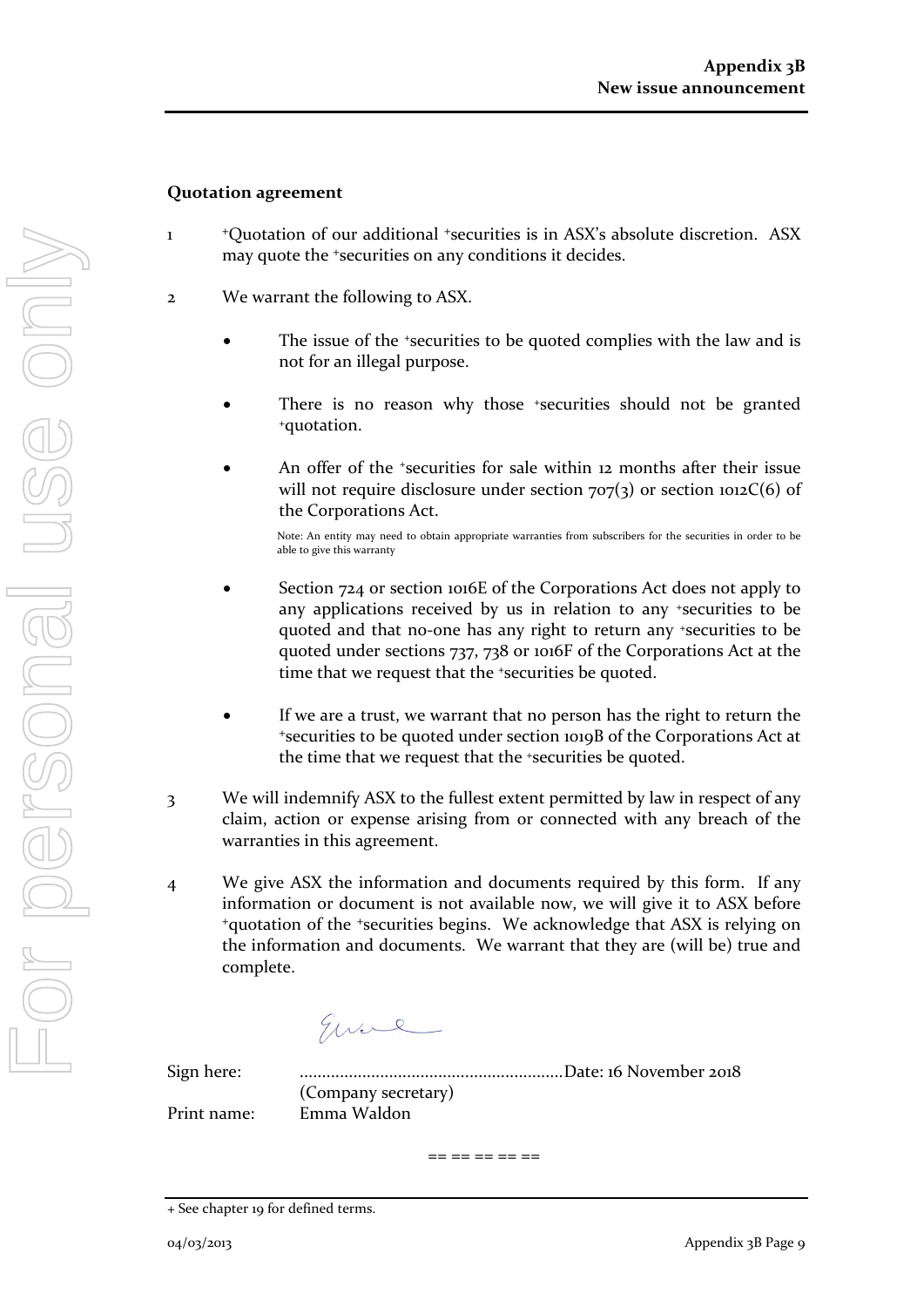**Quotation agreement**

1 +Quotation of our additional +securities is in ASX's absolute discretion. ASX may quote the +securities on any conditions it decides.

2 We warrant the following to ASX.

- The issue of the +securities to be quoted complies with the law and is not for an illegal purpose.

- There is no reason why those +securities should not be granted +quotation.

- An offer of the +securities for sale within 12 months after their issue will not require disclosure under section 707(3) or section 1012C(6) of the Corporations Act.

  Note: An entity may need to obtain appropriate warranties from subscribers for the securities in order to be able to give this warranty

- Section 724 or section 1016E of the Corporations Act does not apply to any applications received by us in relation to any +securities to be quoted and that no-one has any right to return any +securities to be quoted under sections 737, 738 or 1016F of the Corporations Act at the time that we request that the +securities be quoted.

- If we are a trust, we warrant that no person has the right to return the +securities to be quoted under section 1019B of the Corporations Act at the time that we request that the +securities be quoted.

3 We will indemnify ASX to the fullest extent permitted by law in respect of any claim, action or expense arising from or connected with any breach of the warranties in this agreement.

4 We give ASX the information and documents required by this form. If any information or document is not available now, we will give it to ASX before +quotation of the +securities begins. We acknowledge that ASX is relying on the information and documents. We warrant that they are (will be) true and complete.

Sign here: ............................................................Date: 16 November 2018
(Company secretary)

Print name: Emma Waldon

== == == == ==

+ See chapter 19 for defined terms.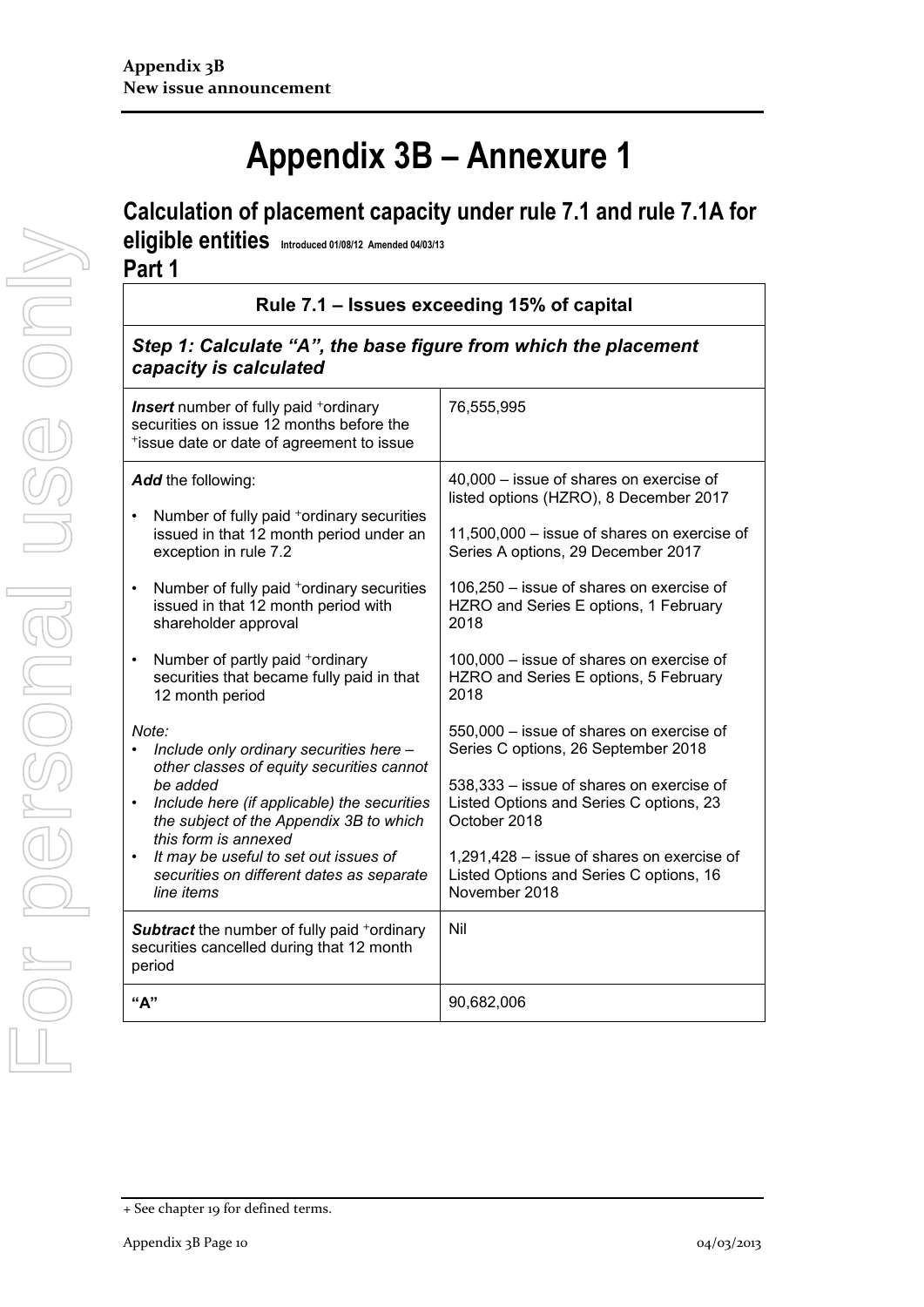# Appendix 3B – Annexure 1

## Calculation of placement capacity under rule 7.1 and rule 7.1A for eligible entities Introduced 01/08/12 Amended 04/03/13

## Part 1

| Rule 7.1 – Issues exceeding 15% of capital | |
|---|---|
| ***Step 1: Calculate "A", the base figure from which the placement capacity is calculated*** | |
| ***Insert*** number of fully paid +ordinary securities on issue 12 months before the +issue date or date of agreement to issue | 76,555,995 |
| ***Add*** the following:<br>• Number of fully paid +ordinary securities issued in that 12 month period under an exception in rule 7.2<br>• Number of fully paid +ordinary securities issued in that 12 month period with shareholder approval<br>• Number of partly paid +ordinary securities that became fully paid in that 12 month period<br><br>*Note:*<br>• *Include only ordinary securities here – other classes of equity securities cannot be added*<br>• *Include here (if applicable) the securities the subject of the Appendix 3B to which this form is annexed*<br>• *It may be useful to set out issues of securities on different dates as separate line items* | 40,000 – issue of shares on exercise of listed options (HZRO), 8 December 2017<br><br>11,500,000 – issue of shares on exercise of Series A options, 29 December 2017<br><br>106,250 – issue of shares on exercise of HZRO and Series E options, 1 February 2018<br><br>100,000 – issue of shares on exercise of HZRO and Series E options, 5 February 2018<br><br>550,000 – issue of shares on exercise of Series C options, 26 September 2018<br><br>538,333 – issue of shares on exercise of Listed Options and Series C options, 23 October 2018<br><br>1,291,428 – issue of shares on exercise of Listed Options and Series C options, 16 November 2018 |
| ***Subtract*** the number of fully paid +ordinary securities cancelled during that 12 month period | Nil |
| **"A"** | 90,682,006 |

+ See chapter 19 for defined terms.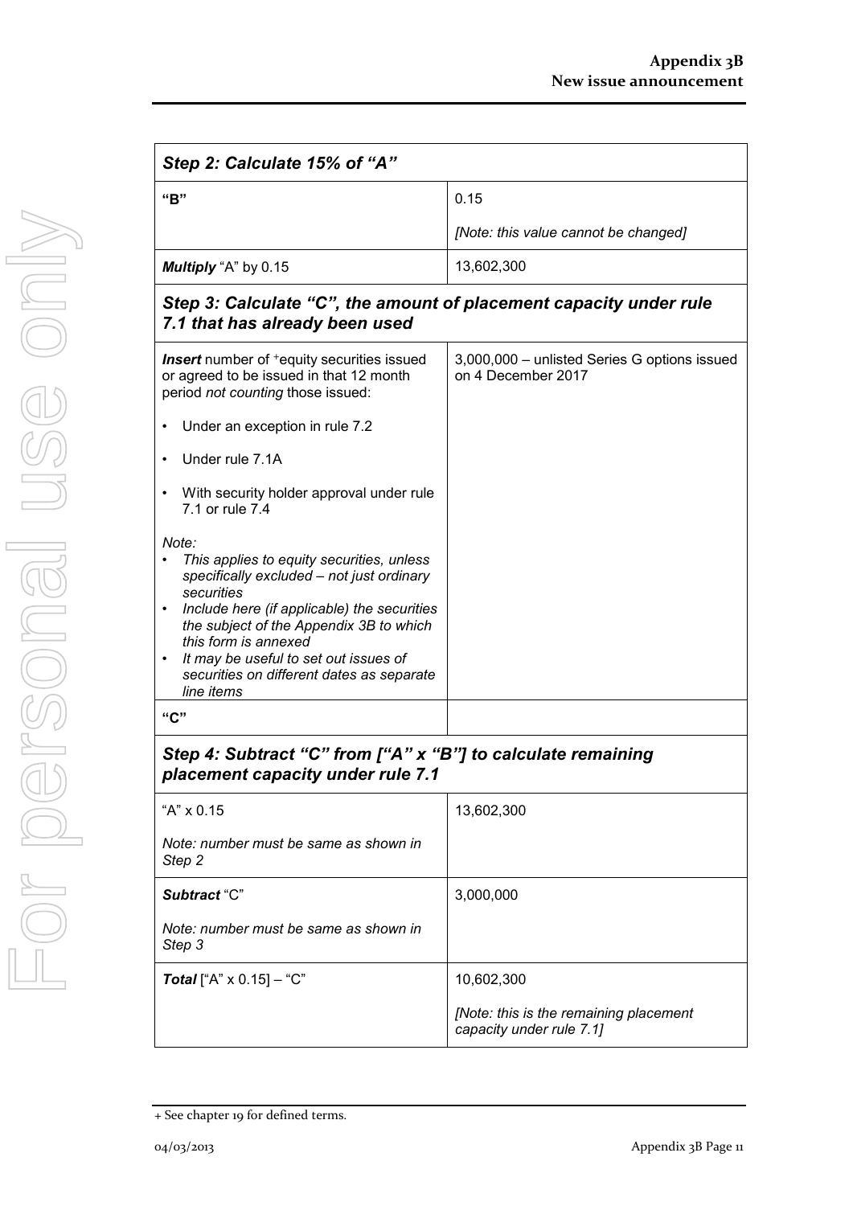| Step 2: Calculate 15% of "A" | |
|---|---|
| **"B"** | 0.15<br><br>*[Note: this value cannot be changed]* |
| ***Multiply*** "A" by 0.15 | 13,602,300 |

| Step 3: Calculate "C", the amount of placement capacity under rule 7.1 that has already been used | |
|---|---|
| ***Insert*** number of +equity securities issued or agreed to be issued in that 12 month period *not counting* those issued:<br><br>• Under an exception in rule 7.2<br><br>• Under rule 7.1A<br><br>• With security holder approval under rule 7.1 or rule 7.4<br><br>*Note:*<br>• *This applies to equity securities, unless specifically excluded – not just ordinary securities*<br>• *Include here (if applicable) the securities the subject of the Appendix 3B to which this form is annexed*<br>• *It may be useful to set out issues of securities on different dates as separate line items* | 3,000,000 – unlisted Series G options issued on 4 December 2017 |
| **"C"** | |

| Step 4: Subtract "C" from ["A" x "B"] to calculate remaining placement capacity under rule 7.1 | |
|---|---|
| "A" x 0.15<br><br>*Note: number must be same as shown in Step 2* | 13,602,300 |
| ***Subtract*** "C"<br><br>*Note: number must be same as shown in Step 3* | 3,000,000 |
| ***Total*** ["A" x 0.15] – "C" | 10,602,300<br><br>*[Note: this is the remaining placement capacity under rule 7.1]* |

+ See chapter 19 for defined terms.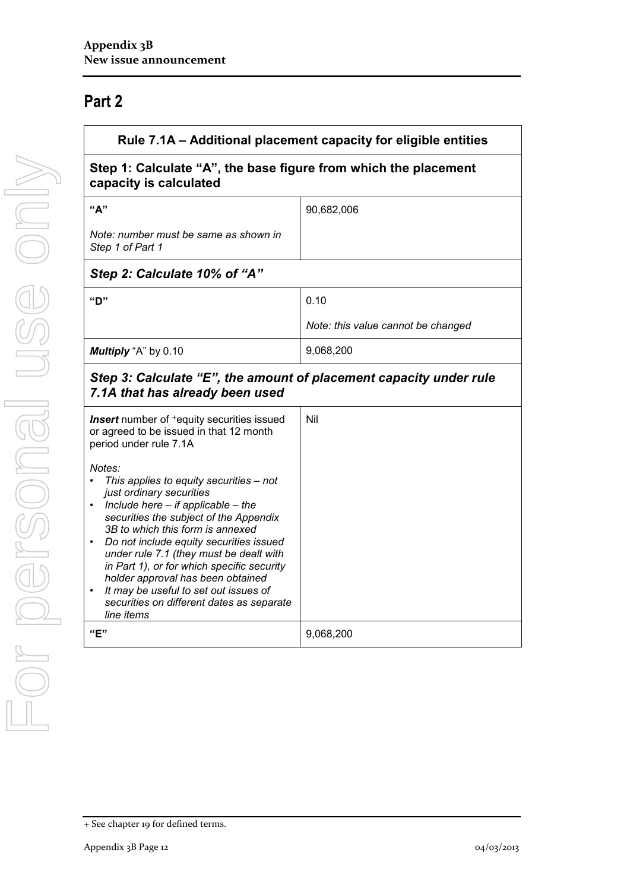## Part 2

| Rule 7.1A – Additional placement capacity for eligible entities | |
|---|---|
| **Step 1: Calculate "A", the base figure from which the placement capacity is calculated** | |
| **"A"**<br><br>*Note: number must be same as shown in Step 1 of Part 1* | 90,682,006 |
| ***Step 2: Calculate 10% of "A"*** | |
| **"D"** | 0.10<br><br>*Note: this value cannot be changed* |
| ***Multiply*** "A" by 0.10 | 9,068,200 |
| ***Step 3: Calculate "E", the amount of placement capacity under rule 7.1A that has already been used*** | |
| ***Insert*** number of +equity securities issued or agreed to be issued in that 12 month period under rule 7.1A<br><br>*Notes:*<br>• *This applies to equity securities – not just ordinary securities*<br>• *Include here – if applicable – the securities the subject of the Appendix 3B to which this form is annexed*<br>• *Do not include equity securities issued under rule 7.1 (they must be dealt with in Part 1), or for which specific security holder approval has been obtained*<br>• *It may be useful to set out issues of securities on different dates as separate line items* | Nil |
| **"E"** | 9,068,200 |

+ See chapter 19 for defined terms.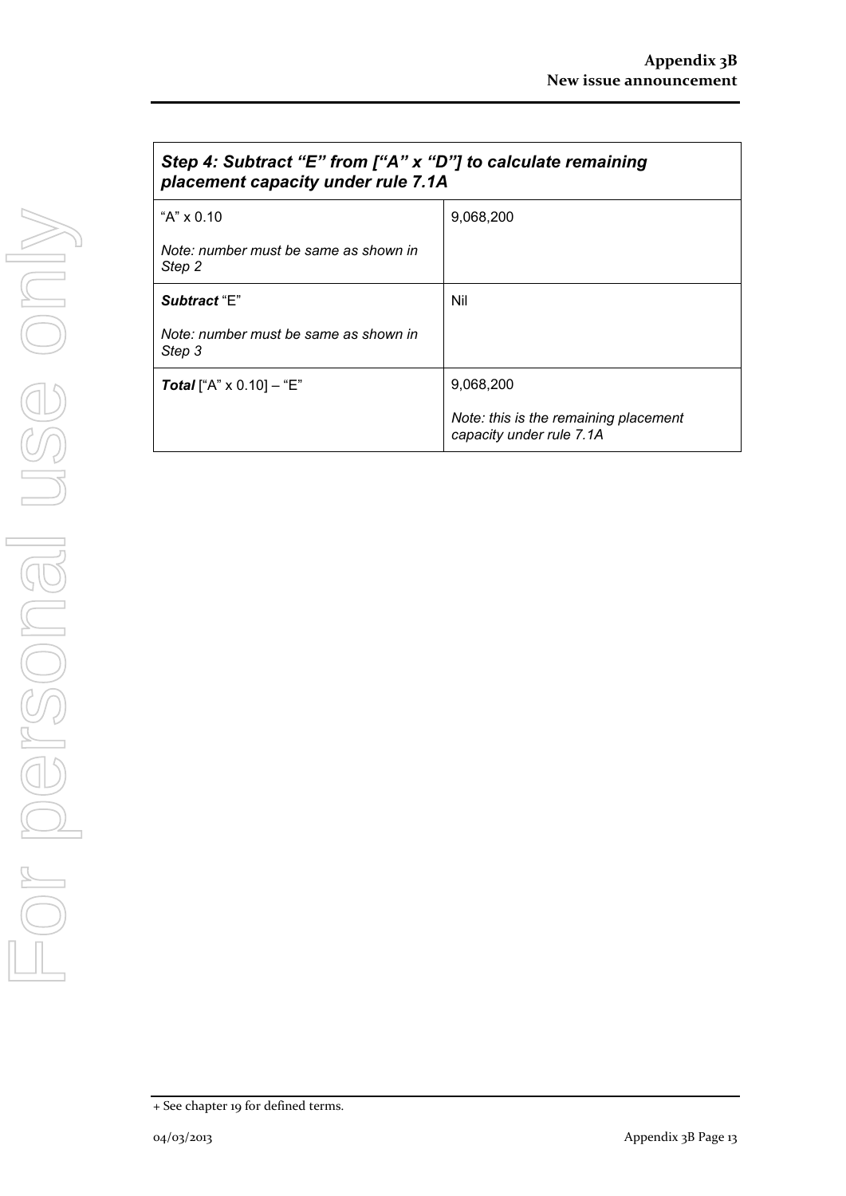| *Step 4: Subtract "E" from ["A" x "D"] to calculate remaining placement capacity under rule 7.1A* | |
|---|---|
| "A" x 0.10<br><br>*Note: number must be same as shown in Step 2* | 9,068,200 |
| ***Subtract*** "E"<br><br>*Note: number must be same as shown in Step 3* | Nil |
| ***Total*** ["A" x 0.10] – "E" | 9,068,200<br><br>*Note: this is the remaining placement capacity under rule 7.1A* |

+ See chapter 19 for defined terms.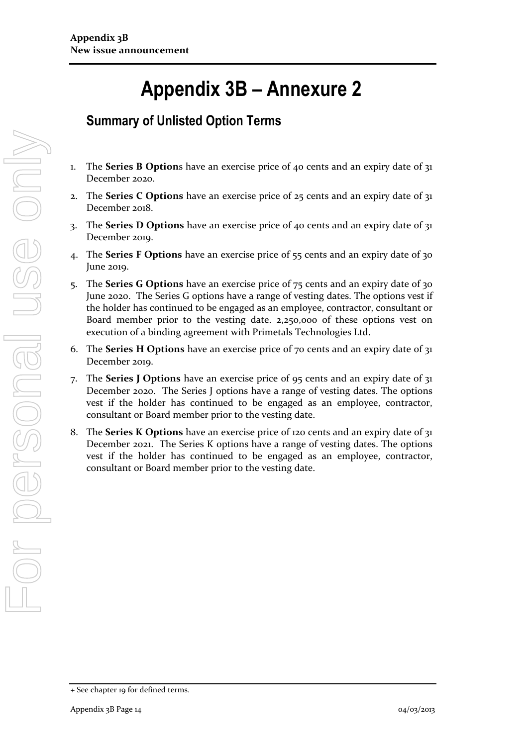# Appendix 3B – Annexure 2

## Summary of Unlisted Option Terms

1. The **Series B Option**s have an exercise price of 40 cents and an expiry date of 31 December 2020.
2. The **Series C Options** have an exercise price of 25 cents and an expiry date of 31 December 2018.
3. The **Series D Options** have an exercise price of 40 cents and an expiry date of 31 December 2019.
4. The **Series F Options** have an exercise price of 55 cents and an expiry date of 30 June 2019.
5. The **Series G Options** have an exercise price of 75 cents and an expiry date of 30 June 2020. The Series G options have a range of vesting dates. The options vest if the holder has continued to be engaged as an employee, contractor, consultant or Board member prior to the vesting date. 2,250,000 of these options vest on execution of a binding agreement with Primetals Technologies Ltd.
6. The **Series H Options** have an exercise price of 70 cents and an expiry date of 31 December 2019.
7. The **Series J Options** have an exercise price of 95 cents and an expiry date of 31 December 2020. The Series J options have a range of vesting dates. The options vest if the holder has continued to be engaged as an employee, contractor, consultant or Board member prior to the vesting date.
8. The **Series K Options** have an exercise price of 120 cents and an expiry date of 31 December 2021. The Series K options have a range of vesting dates. The options vest if the holder has continued to be engaged as an employee, contractor, consultant or Board member prior to the vesting date.

+ See chapter 19 for defined terms.